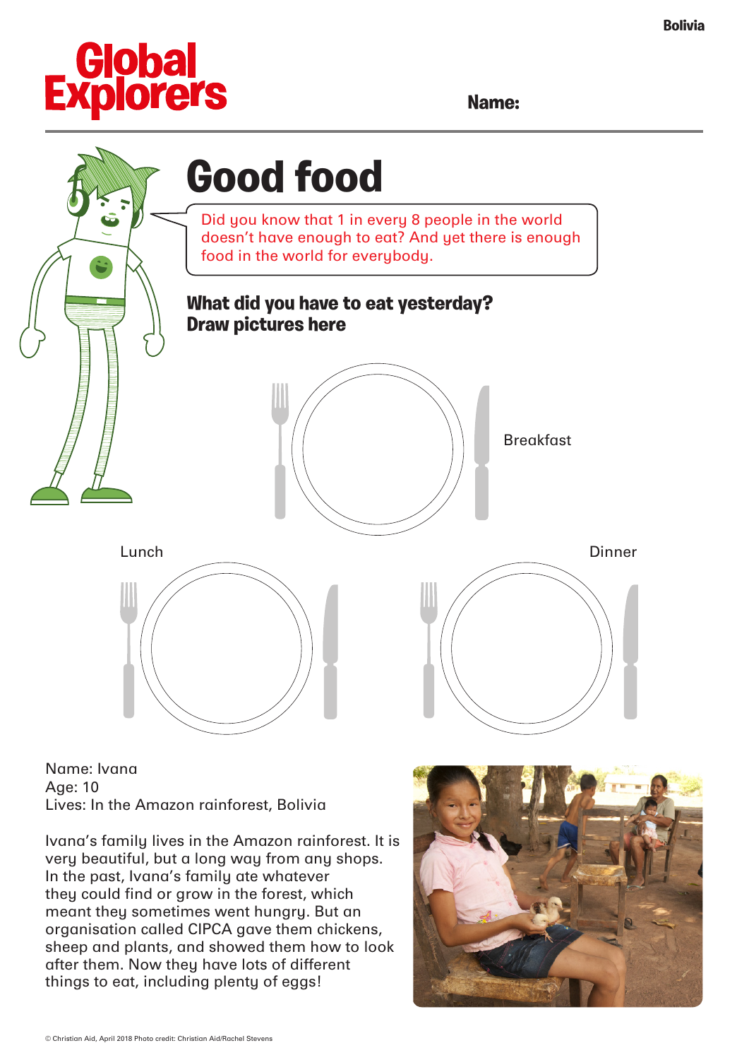Bolivia

Global Explorers

**Name:**

# Good food

Did you know that 1 in every 8 people in the world doesn't have enough to eat? And yet there is enough food in the world for everybody.

**What did you have to eat yesterday? Draw pictures here**

Breakfast

Lunch

Dinner

Name: Ivana
Age: 10
Lives: In the Amazon rainforest, Bolivia

Ivana's family lives in the Amazon rainforest. It is very beautiful, but a long way from any shops. In the past, Ivana's family ate whatever they could find or grow in the forest, which meant they sometimes went hungry. But an organisation called CIPCA gave them chickens, sheep and plants, and showed them how to look after them. Now they have lots of different things to eat, including plenty of eggs!

© Christian Aid, April 2018 Photo credit: Christian Aid/Rachel Stevens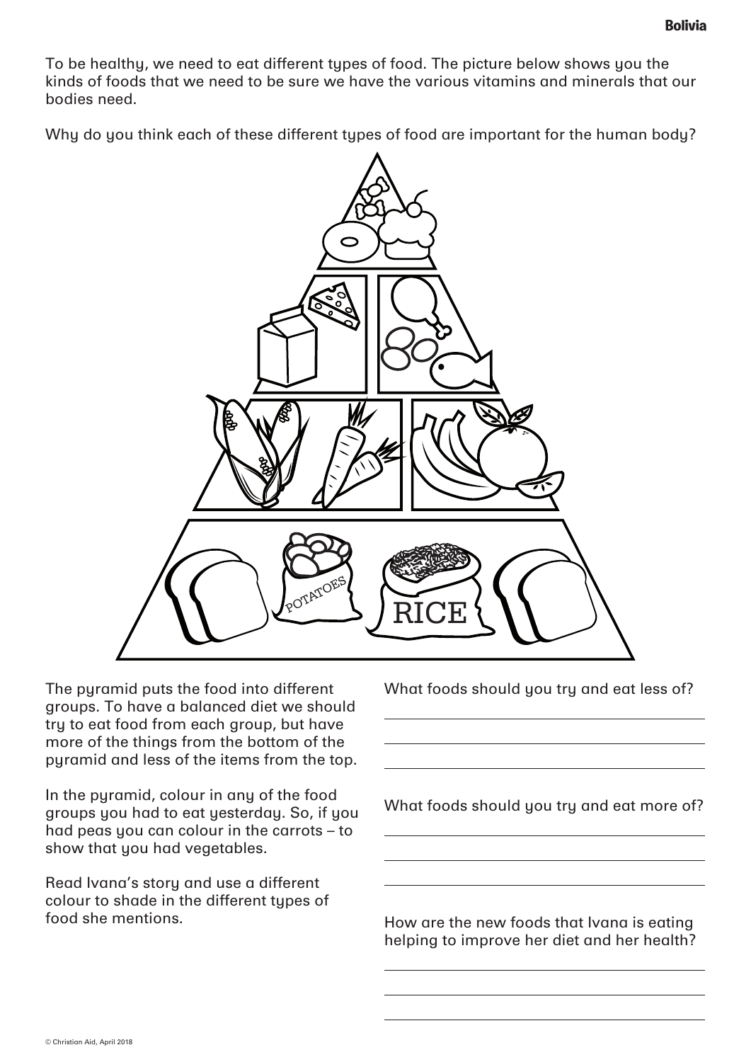To be healthy, we need to eat different types of food. The picture below shows you the kinds of foods that we need to be sure we have the various vitamins and minerals that our bodies need.

Why do you think each of these different types of food are important for the human body?

The pyramid puts the food into different groups. To have a balanced diet we should try to eat food from each group, but have more of the things from the bottom of the pyramid and less of the items from the top.

In the pyramid, colour in any of the food groups you had to eat yesterday. So, if you had peas you can colour in the carrots – to show that you had vegetables.

Read Ivana's story and use a different colour to shade in the different types of food she mentions.

What foods should you try and eat less of?

______________________________________

______________________________________

______________________________________

What foods should you try and eat more of?

______________________________________

______________________________________

______________________________________

How are the new foods that Ivana is eating helping to improve her diet and her health?

______________________________________

______________________________________

______________________________________

© Christian Aid, April 2018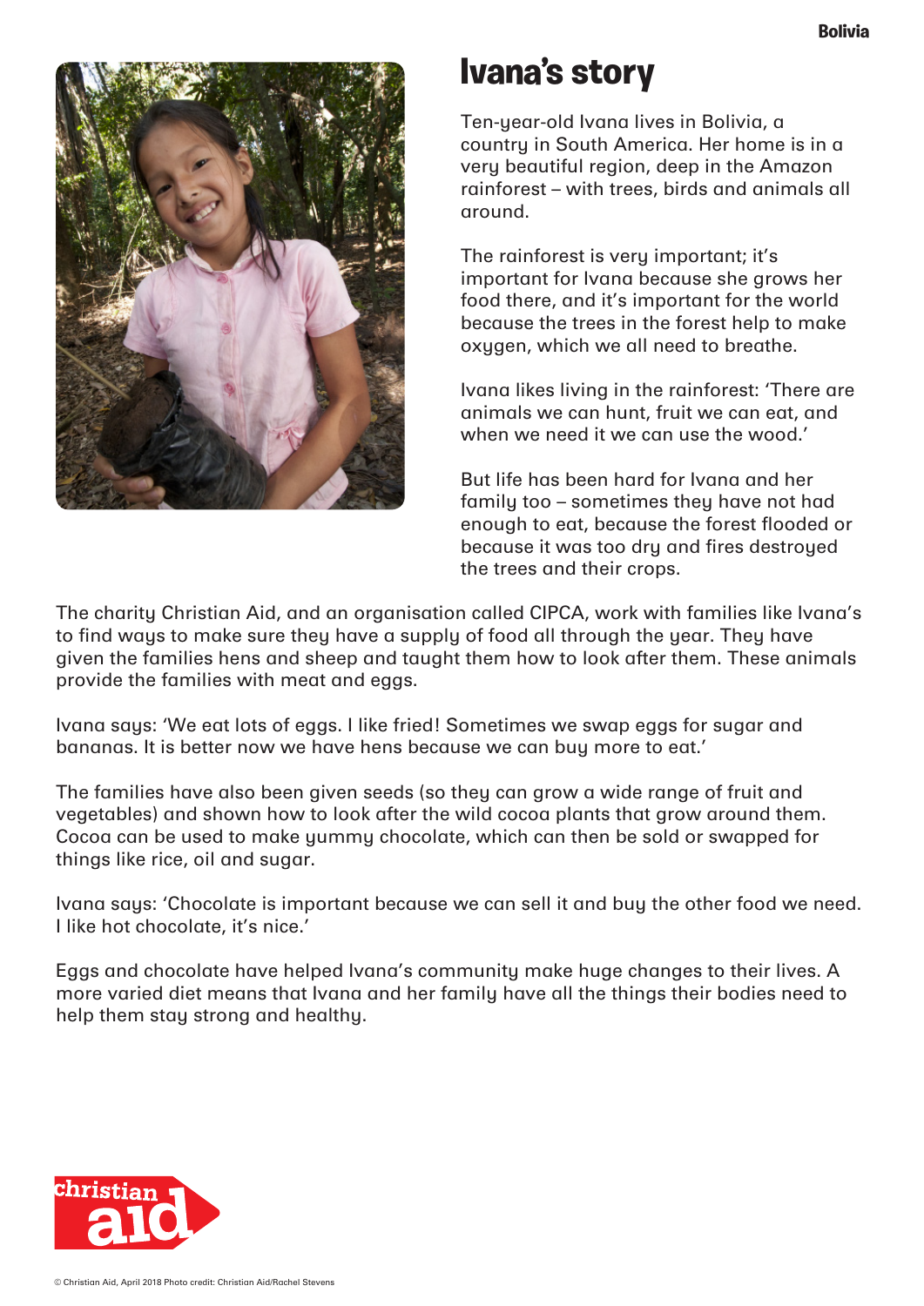# Ivana's story

Ten-year-old Ivana lives in Bolivia, a country in South America. Her home is in a very beautiful region, deep in the Amazon rainforest – with trees, birds and animals all around.

The rainforest is very important; it's important for Ivana because she grows her food there, and it's important for the world because the trees in the forest help to make oxygen, which we all need to breathe.

Ivana likes living in the rainforest: 'There are animals we can hunt, fruit we can eat, and when we need it we can use the wood.'

But life has been hard for Ivana and her family too – sometimes they have not had enough to eat, because the forest flooded or because it was too dry and fires destroyed the trees and their crops.

The charity Christian Aid, and an organisation called CIPCA, work with families like Ivana's to find ways to make sure they have a supply of food all through the year. They have given the families hens and sheep and taught them how to look after them. These animals provide the families with meat and eggs.

Ivana says: 'We eat lots of eggs. I like fried! Sometimes we swap eggs for sugar and bananas. It is better now we have hens because we can buy more to eat.'

The families have also been given seeds (so they can grow a wide range of fruit and vegetables) and shown how to look after the wild cocoa plants that grow around them. Cocoa can be used to make yummy chocolate, which can then be sold or swapped for things like rice, oil and sugar.

Ivana says: 'Chocolate is important because we can sell it and buy the other food we need. I like hot chocolate, it's nice.'

Eggs and chocolate have helped Ivana's community make huge changes to their lives. A more varied diet means that Ivana and her family have all the things their bodies need to help them stay strong and healthy.

© Christian Aid, April 2018 Photo credit: Christian Aid/Rachel Stevens